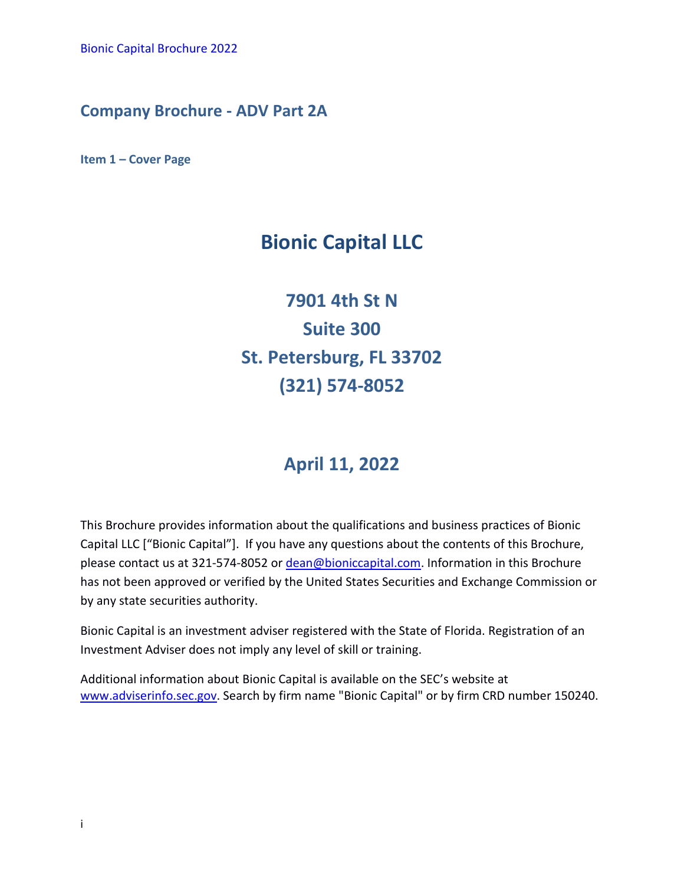# Company Brochure - ADV Part 2A

### Item 1 – Cover Page

## Bionic Capital LLC

## 7901 4th St N
## Suite 300
## St. Petersburg, FL 33702
## (321) 574-8052

## April 11, 2022

This Brochure provides information about the qualifications and business practices of Bionic Capital LLC ["Bionic Capital"]. If you have any questions about the contents of this Brochure, please contact us at 321-574-8052 or dean@bioniccapital.com. Information in this Brochure has not been approved or verified by the United States Securities and Exchange Commission or by any state securities authority.

Bionic Capital is an investment adviser registered with the State of Florida. Registration of an Investment Adviser does not imply any level of skill or training.

Additional information about Bionic Capital is available on the SEC's website at www.adviserinfo.sec.gov. Search by firm name "Bionic Capital" or by firm CRD number 150240.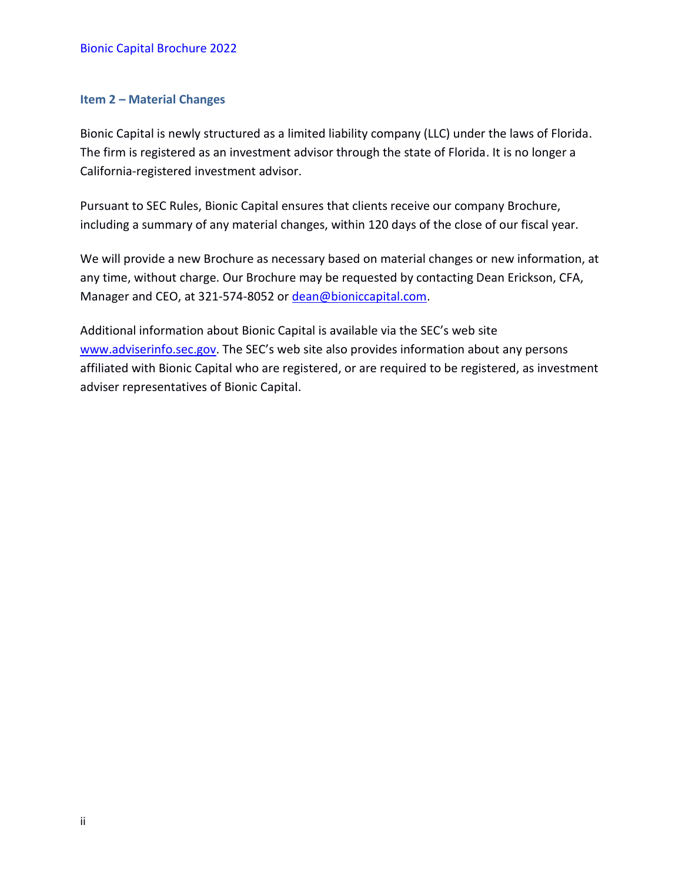## Item 2 – Material Changes

Bionic Capital is newly structured as a limited liability company (LLC) under the laws of Florida. The firm is registered as an investment advisor through the state of Florida. It is no longer a California-registered investment advisor.

Pursuant to SEC Rules, Bionic Capital ensures that clients receive our company Brochure, including a summary of any material changes, within 120 days of the close of our fiscal year.

We will provide a new Brochure as necessary based on material changes or new information, at any time, without charge. Our Brochure may be requested by contacting Dean Erickson, CFA, Manager and CEO, at 321-574-8052 or dean@bioniccapital.com.

Additional information about Bionic Capital is available via the SEC's web site www.adviserinfo.sec.gov. The SEC's web site also provides information about any persons affiliated with Bionic Capital who are registered, or are required to be registered, as investment adviser representatives of Bionic Capital.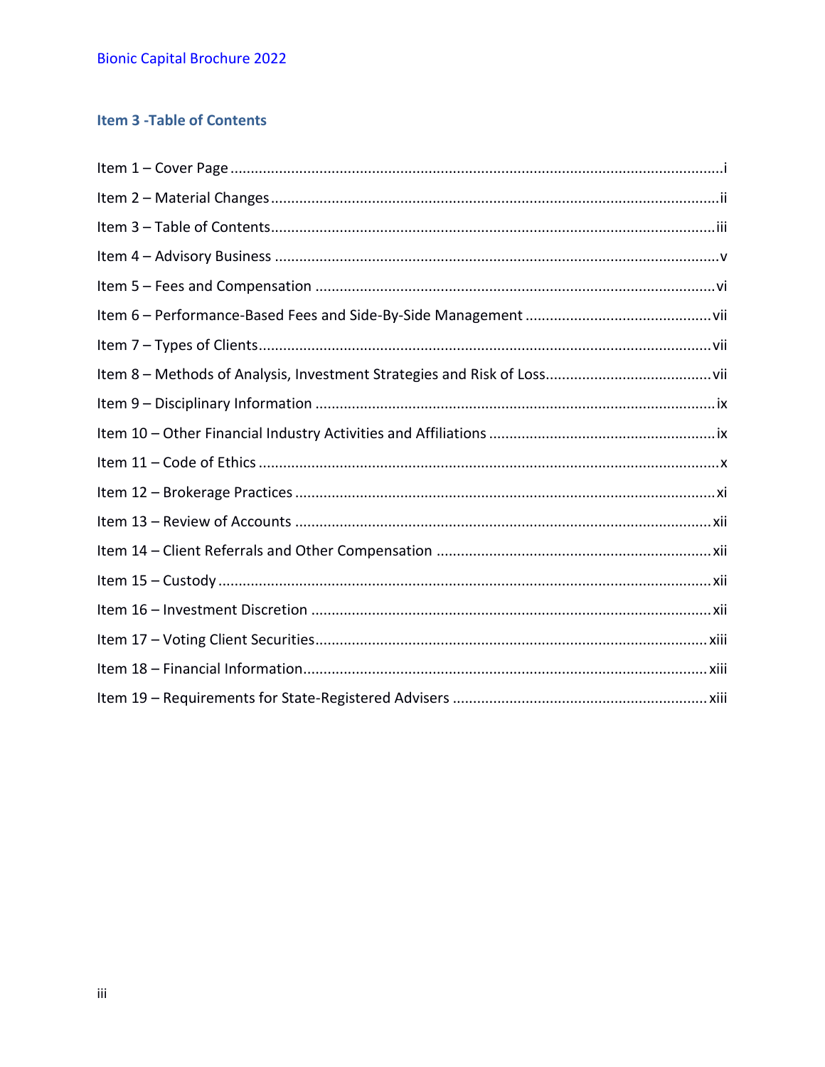## Item 3 -Table of Contents

Item 1 – Cover Page ........................................................ i

Item 2 – Material Changes ........................................................ ii

Item 3 – Table of Contents ........................................................ iii

Item 4 – Advisory Business ........................................................ v

Item 5 – Fees and Compensation ........................................................ vi

Item 6 – Performance-Based Fees and Side-By-Side Management ........................................................ vii

Item 7 – Types of Clients ........................................................ vii

Item 8 – Methods of Analysis, Investment Strategies and Risk of Loss ........................................................ vii

Item 9 – Disciplinary Information ........................................................ ix

Item 10 – Other Financial Industry Activities and Affiliations ........................................................ ix

Item 11 – Code of Ethics ........................................................ x

Item 12 – Brokerage Practices ........................................................ xi

Item 13 – Review of Accounts ........................................................ xii

Item 14 – Client Referrals and Other Compensation ........................................................ xii

Item 15 – Custody ........................................................ xii

Item 16 – Investment Discretion ........................................................ xii

Item 17 – Voting Client Securities ........................................................ xiii

Item 18 – Financial Information ........................................................ xiii

Item 19 – Requirements for State-Registered Advisers ........................................................ xiii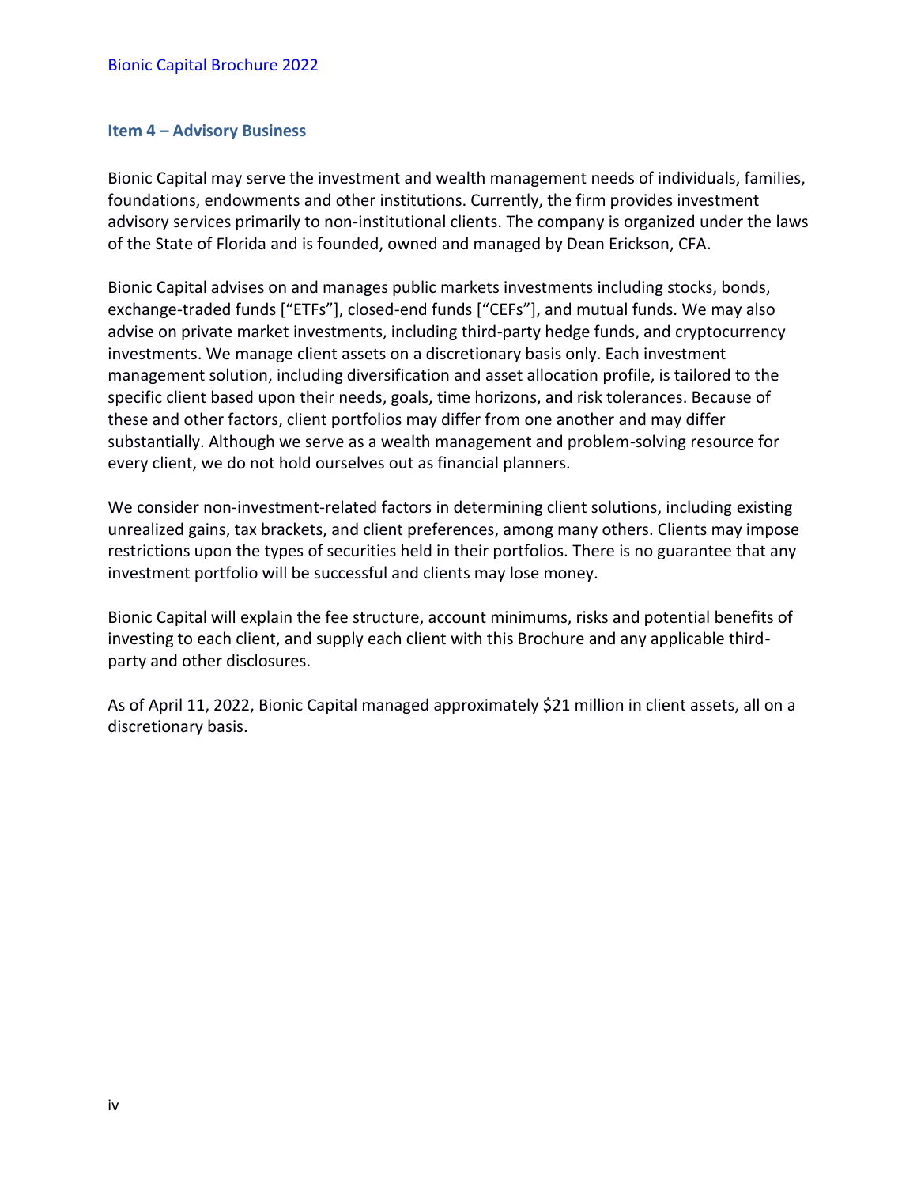## Item 4 – Advisory Business

Bionic Capital may serve the investment and wealth management needs of individuals, families, foundations, endowments and other institutions. Currently, the firm provides investment advisory services primarily to non-institutional clients. The company is organized under the laws of the State of Florida and is founded, owned and managed by Dean Erickson, CFA.

Bionic Capital advises on and manages public markets investments including stocks, bonds, exchange-traded funds ["ETFs"], closed-end funds ["CEFs"], and mutual funds. We may also advise on private market investments, including third-party hedge funds, and cryptocurrency investments. We manage client assets on a discretionary basis only. Each investment management solution, including diversification and asset allocation profile, is tailored to the specific client based upon their needs, goals, time horizons, and risk tolerances. Because of these and other factors, client portfolios may differ from one another and may differ substantially. Although we serve as a wealth management and problem-solving resource for every client, we do not hold ourselves out as financial planners.

We consider non-investment-related factors in determining client solutions, including existing unrealized gains, tax brackets, and client preferences, among many others. Clients may impose restrictions upon the types of securities held in their portfolios. There is no guarantee that any investment portfolio will be successful and clients may lose money.

Bionic Capital will explain the fee structure, account minimums, risks and potential benefits of investing to each client, and supply each client with this Brochure and any applicable third-party and other disclosures.

As of April 11, 2022, Bionic Capital managed approximately $21 million in client assets, all on a discretionary basis.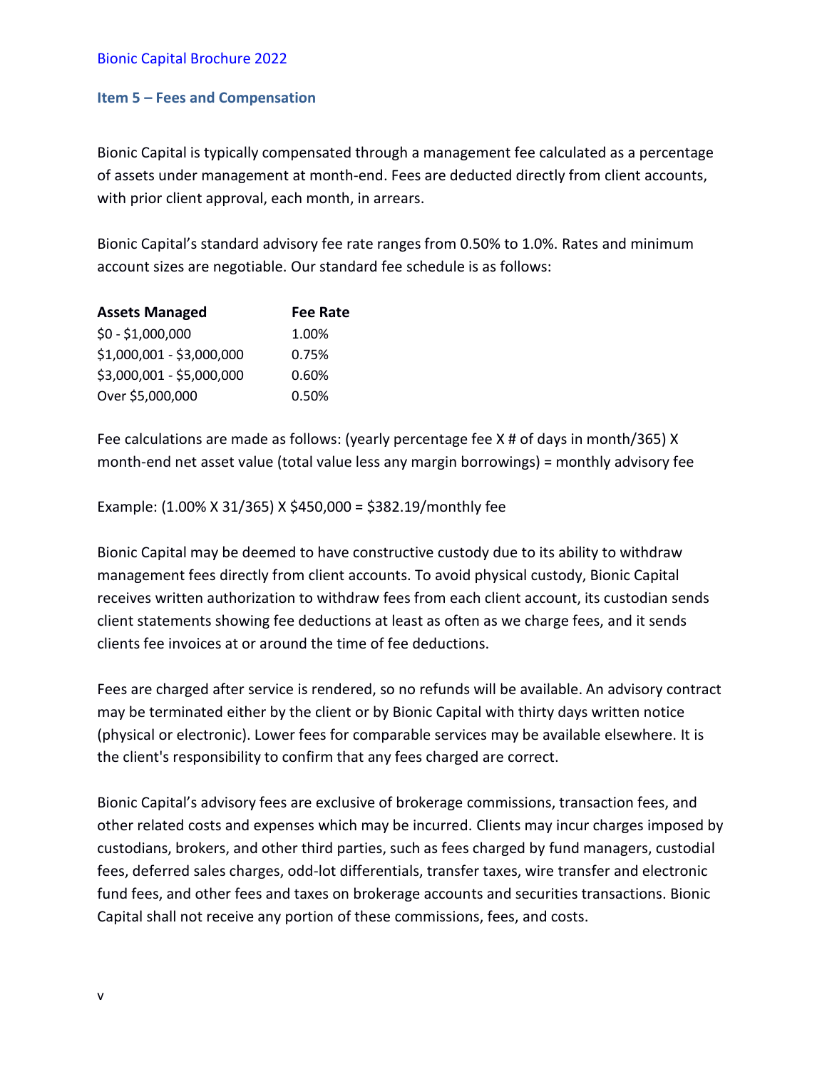## Item 5 – Fees and Compensation

Bionic Capital is typically compensated through a management fee calculated as a percentage of assets under management at month-end. Fees are deducted directly from client accounts, with prior client approval, each month, in arrears.

Bionic Capital's standard advisory fee rate ranges from 0.50% to 1.0%. Rates and minimum account sizes are negotiable. Our standard fee schedule is as follows:

| **Assets Managed** | **Fee Rate** |
|---|---|
| $0 - $1,000,000 | 1.00% |
| $1,000,001 - $3,000,000 | 0.75% |
| $3,000,001 - $5,000,000 | 0.60% |
| Over $5,000,000 | 0.50% |

Fee calculations are made as follows: (yearly percentage fee X # of days in month/365) X month-end net asset value (total value less any margin borrowings) = monthly advisory fee

Example: (1.00% X 31/365) X $450,000 = $382.19/monthly fee

Bionic Capital may be deemed to have constructive custody due to its ability to withdraw management fees directly from client accounts. To avoid physical custody, Bionic Capital receives written authorization to withdraw fees from each client account, its custodian sends client statements showing fee deductions at least as often as we charge fees, and it sends clients fee invoices at or around the time of fee deductions.

Fees are charged after service is rendered, so no refunds will be available. An advisory contract may be terminated either by the client or by Bionic Capital with thirty days written notice (physical or electronic). Lower fees for comparable services may be available elsewhere. It is the client's responsibility to confirm that any fees charged are correct.

Bionic Capital's advisory fees are exclusive of brokerage commissions, transaction fees, and other related costs and expenses which may be incurred. Clients may incur charges imposed by custodians, brokers, and other third parties, such as fees charged by fund managers, custodial fees, deferred sales charges, odd-lot differentials, transfer taxes, wire transfer and electronic fund fees, and other fees and taxes on brokerage accounts and securities transactions. Bionic Capital shall not receive any portion of these commissions, fees, and costs.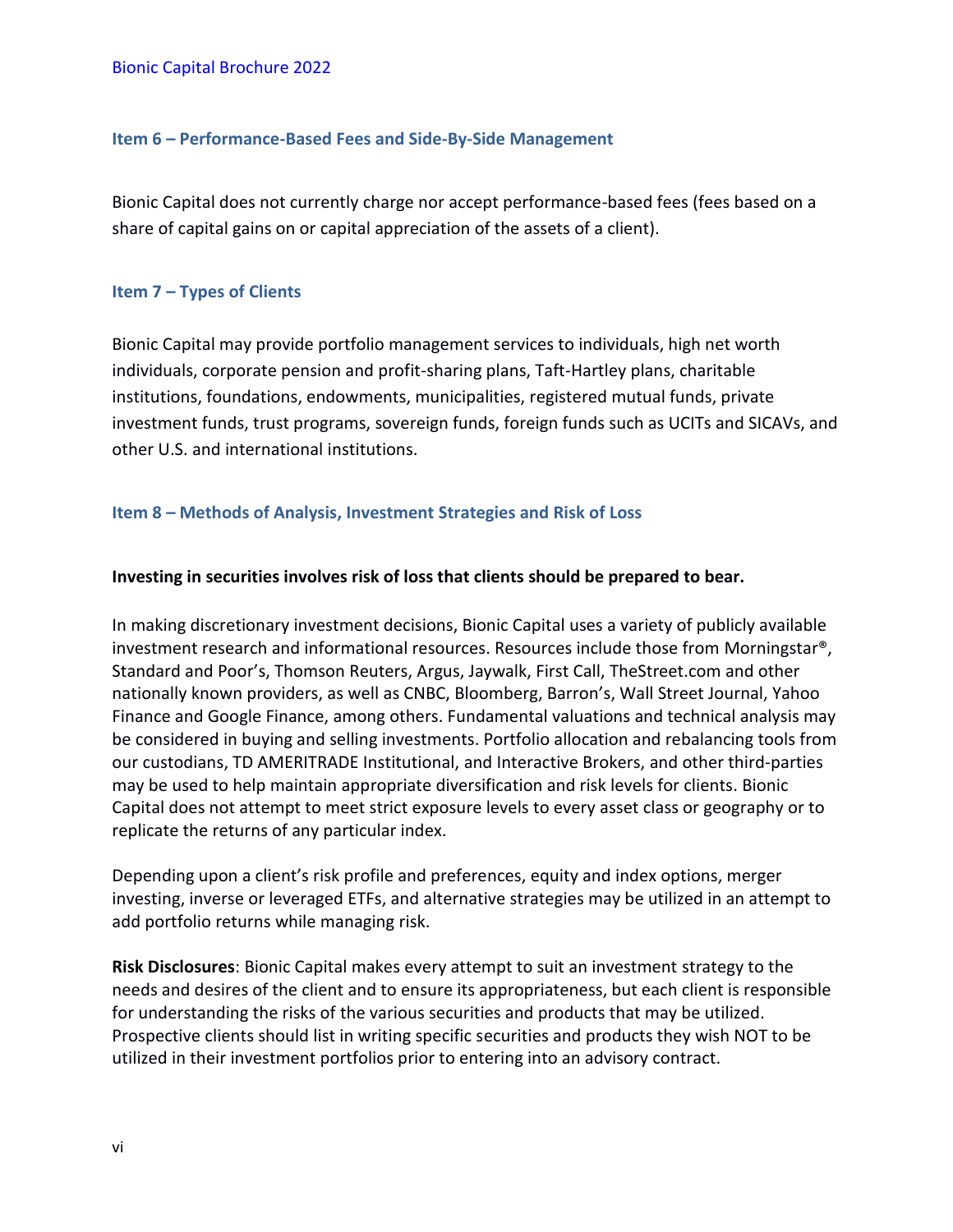## Item 6 – Performance-Based Fees and Side-By-Side Management

Bionic Capital does not currently charge nor accept performance-based fees (fees based on a share of capital gains on or capital appreciation of the assets of a client).

## Item 7 – Types of Clients

Bionic Capital may provide portfolio management services to individuals, high net worth individuals, corporate pension and profit-sharing plans, Taft-Hartley plans, charitable institutions, foundations, endowments, municipalities, registered mutual funds, private investment funds, trust programs, sovereign funds, foreign funds such as UCITs and SICAVs, and other U.S. and international institutions.

## Item 8 – Methods of Analysis, Investment Strategies and Risk of Loss

**Investing in securities involves risk of loss that clients should be prepared to bear.**

In making discretionary investment decisions, Bionic Capital uses a variety of publicly available investment research and informational resources. Resources include those from Morningstar®, Standard and Poor's, Thomson Reuters, Argus, Jaywalk, First Call, TheStreet.com and other nationally known providers, as well as CNBC, Bloomberg, Barron's, Wall Street Journal, Yahoo Finance and Google Finance, among others. Fundamental valuations and technical analysis may be considered in buying and selling investments. Portfolio allocation and rebalancing tools from our custodians, TD AMERITRADE Institutional, and Interactive Brokers, and other third-parties may be used to help maintain appropriate diversification and risk levels for clients. Bionic Capital does not attempt to meet strict exposure levels to every asset class or geography or to replicate the returns of any particular index.

Depending upon a client's risk profile and preferences, equity and index options, merger investing, inverse or leveraged ETFs, and alternative strategies may be utilized in an attempt to add portfolio returns while managing risk.

**Risk Disclosures**: Bionic Capital makes every attempt to suit an investment strategy to the needs and desires of the client and to ensure its appropriateness, but each client is responsible for understanding the risks of the various securities and products that may be utilized. Prospective clients should list in writing specific securities and products they wish NOT to be utilized in their investment portfolios prior to entering into an advisory contract.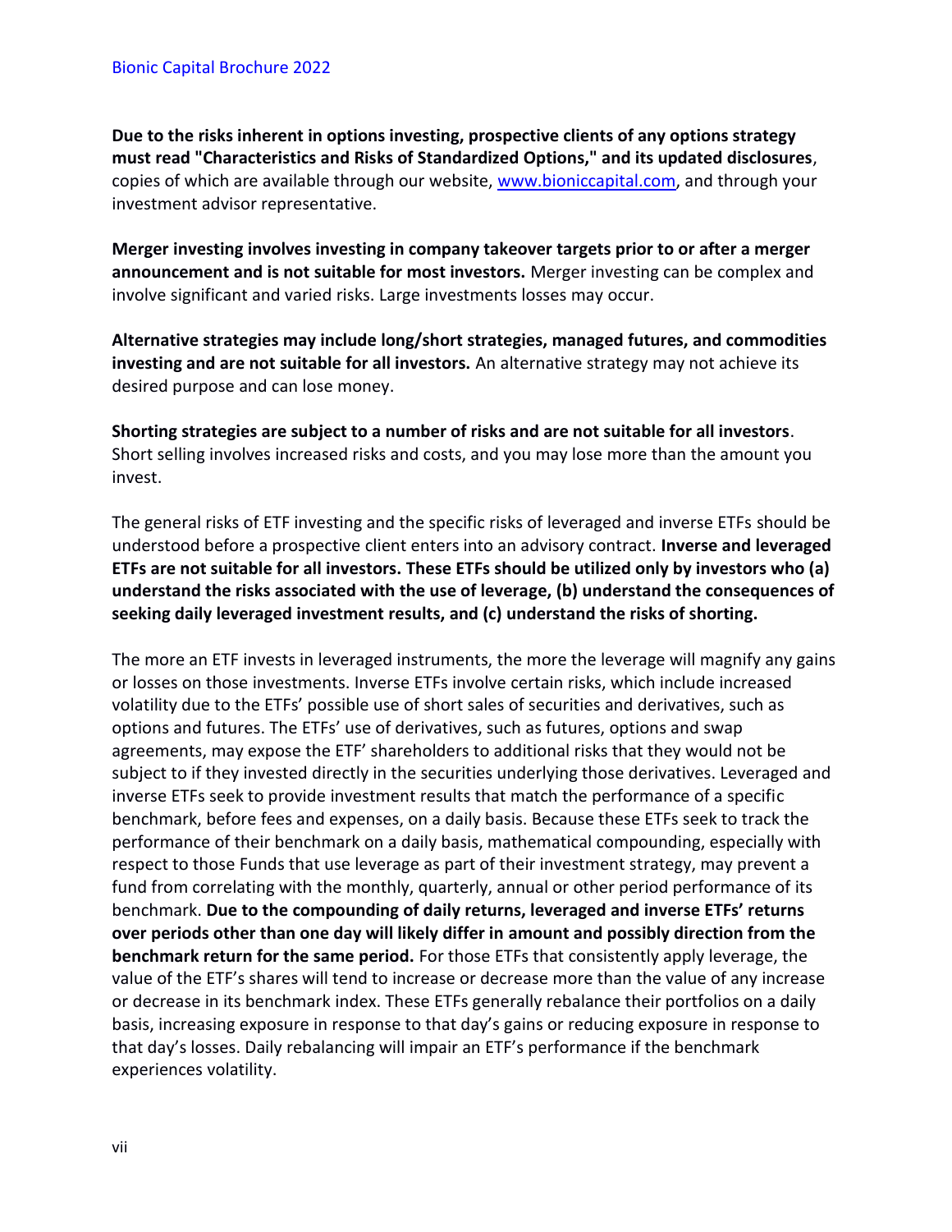**Due to the risks inherent in options investing, prospective clients of any options strategy must read "Characteristics and Risks of Standardized Options," and its updated disclosures**, copies of which are available through our website, [www.bioniccapital.com](http://www.bioniccapital.com), and through your investment advisor representative.

**Merger investing involves investing in company takeover targets prior to or after a merger announcement and is not suitable for most investors.** Merger investing can be complex and involve significant and varied risks. Large investments losses may occur.

**Alternative strategies may include long/short strategies, managed futures, and commodities investing and are not suitable for all investors.** An alternative strategy may not achieve its desired purpose and can lose money.

**Shorting strategies are subject to a number of risks and are not suitable for all investors**. Short selling involves increased risks and costs, and you may lose more than the amount you invest.

The general risks of ETF investing and the specific risks of leveraged and inverse ETFs should be understood before a prospective client enters into an advisory contract. **Inverse and leveraged ETFs are not suitable for all investors. These ETFs should be utilized only by investors who (a) understand the risks associated with the use of leverage, (b) understand the consequences of seeking daily leveraged investment results, and (c) understand the risks of shorting.**

The more an ETF invests in leveraged instruments, the more the leverage will magnify any gains or losses on those investments. Inverse ETFs involve certain risks, which include increased volatility due to the ETFs' possible use of short sales of securities and derivatives, such as options and futures. The ETFs' use of derivatives, such as futures, options and swap agreements, may expose the ETF' shareholders to additional risks that they would not be subject to if they invested directly in the securities underlying those derivatives. Leveraged and inverse ETFs seek to provide investment results that match the performance of a specific benchmark, before fees and expenses, on a daily basis. Because these ETFs seek to track the performance of their benchmark on a daily basis, mathematical compounding, especially with respect to those Funds that use leverage as part of their investment strategy, may prevent a fund from correlating with the monthly, quarterly, annual or other period performance of its benchmark. **Due to the compounding of daily returns, leveraged and inverse ETFs' returns over periods other than one day will likely differ in amount and possibly direction from the benchmark return for the same period.** For those ETFs that consistently apply leverage, the value of the ETF's shares will tend to increase or decrease more than the value of any increase or decrease in its benchmark index. These ETFs generally rebalance their portfolios on a daily basis, increasing exposure in response to that day's gains or reducing exposure in response to that day's losses. Daily rebalancing will impair an ETF's performance if the benchmark experiences volatility.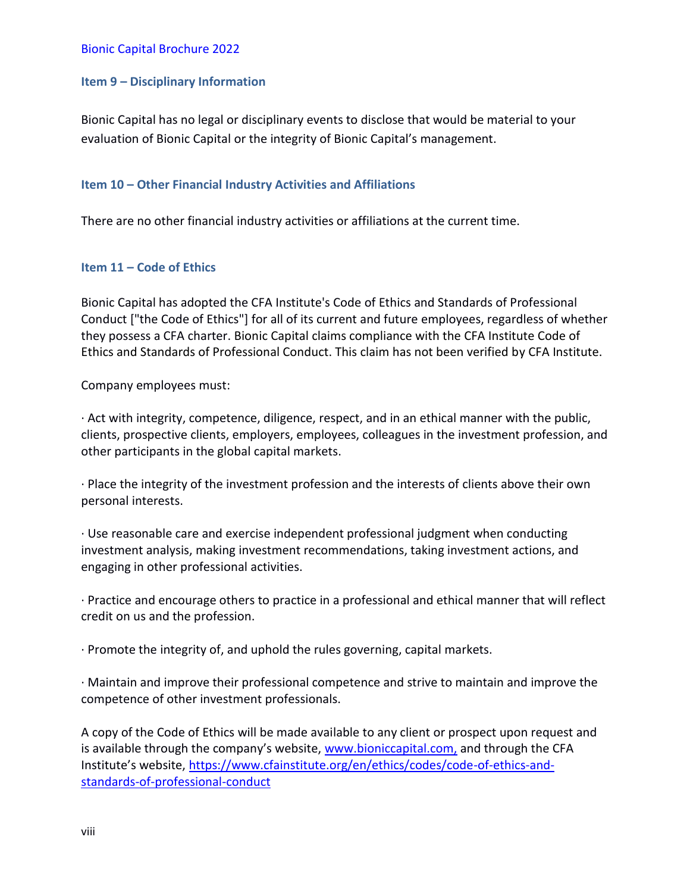## Item 9 – Disciplinary Information

Bionic Capital has no legal or disciplinary events to disclose that would be material to your evaluation of Bionic Capital or the integrity of Bionic Capital's management.

## Item 10 – Other Financial Industry Activities and Affiliations

There are no other financial industry activities or affiliations at the current time.

## Item 11 – Code of Ethics

Bionic Capital has adopted the CFA Institute's Code of Ethics and Standards of Professional Conduct ["the Code of Ethics"] for all of its current and future employees, regardless of whether they possess a CFA charter. Bionic Capital claims compliance with the CFA Institute Code of Ethics and Standards of Professional Conduct. This claim has not been verified by CFA Institute.

Company employees must:

· Act with integrity, competence, diligence, respect, and in an ethical manner with the public, clients, prospective clients, employers, employees, colleagues in the investment profession, and other participants in the global capital markets.

· Place the integrity of the investment profession and the interests of clients above their own personal interests.

· Use reasonable care and exercise independent professional judgment when conducting investment analysis, making investment recommendations, taking investment actions, and engaging in other professional activities.

· Practice and encourage others to practice in a professional and ethical manner that will reflect credit on us and the profession.

· Promote the integrity of, and uphold the rules governing, capital markets.

· Maintain and improve their professional competence and strive to maintain and improve the competence of other investment professionals.

A copy of the Code of Ethics will be made available to any client or prospect upon request and is available through the company's website, www.bioniccapital.com, and through the CFA Institute's website, https://www.cfainstitute.org/en/ethics/codes/code-of-ethics-and-standards-of-professional-conduct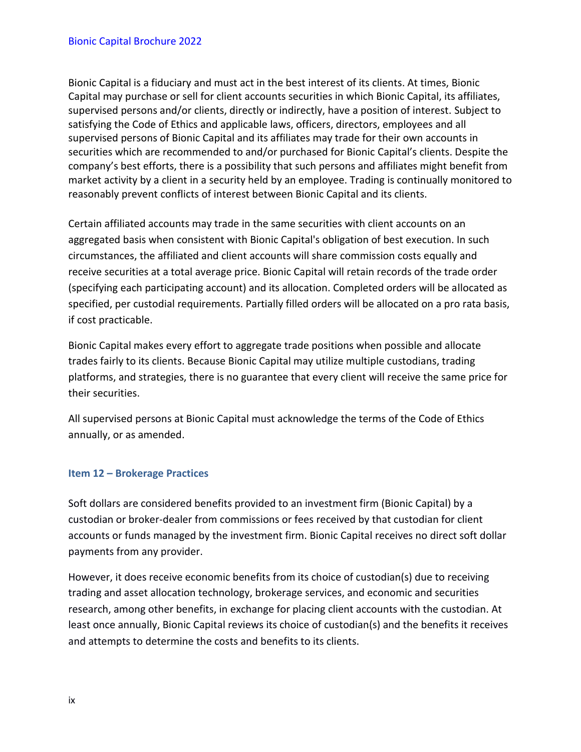Bionic Capital is a fiduciary and must act in the best interest of its clients. At times, Bionic Capital may purchase or sell for client accounts securities in which Bionic Capital, its affiliates, supervised persons and/or clients, directly or indirectly, have a position of interest. Subject to satisfying the Code of Ethics and applicable laws, officers, directors, employees and all supervised persons of Bionic Capital and its affiliates may trade for their own accounts in securities which are recommended to and/or purchased for Bionic Capital's clients. Despite the company's best efforts, there is a possibility that such persons and affiliates might benefit from market activity by a client in a security held by an employee. Trading is continually monitored to reasonably prevent conflicts of interest between Bionic Capital and its clients.

Certain affiliated accounts may trade in the same securities with client accounts on an aggregated basis when consistent with Bionic Capital's obligation of best execution. In such circumstances, the affiliated and client accounts will share commission costs equally and receive securities at a total average price. Bionic Capital will retain records of the trade order (specifying each participating account) and its allocation. Completed orders will be allocated as specified, per custodial requirements. Partially filled orders will be allocated on a pro rata basis, if cost practicable.

Bionic Capital makes every effort to aggregate trade positions when possible and allocate trades fairly to its clients. Because Bionic Capital may utilize multiple custodians, trading platforms, and strategies, there is no guarantee that every client will receive the same price for their securities.

All supervised persons at Bionic Capital must acknowledge the terms of the Code of Ethics annually, or as amended.

## Item 12 – Brokerage Practices

Soft dollars are considered benefits provided to an investment firm (Bionic Capital) by a custodian or broker-dealer from commissions or fees received by that custodian for client accounts or funds managed by the investment firm. Bionic Capital receives no direct soft dollar payments from any provider.

However, it does receive economic benefits from its choice of custodian(s) due to receiving trading and asset allocation technology, brokerage services, and economic and securities research, among other benefits, in exchange for placing client accounts with the custodian. At least once annually, Bionic Capital reviews its choice of custodian(s) and the benefits it receives and attempts to determine the costs and benefits to its clients.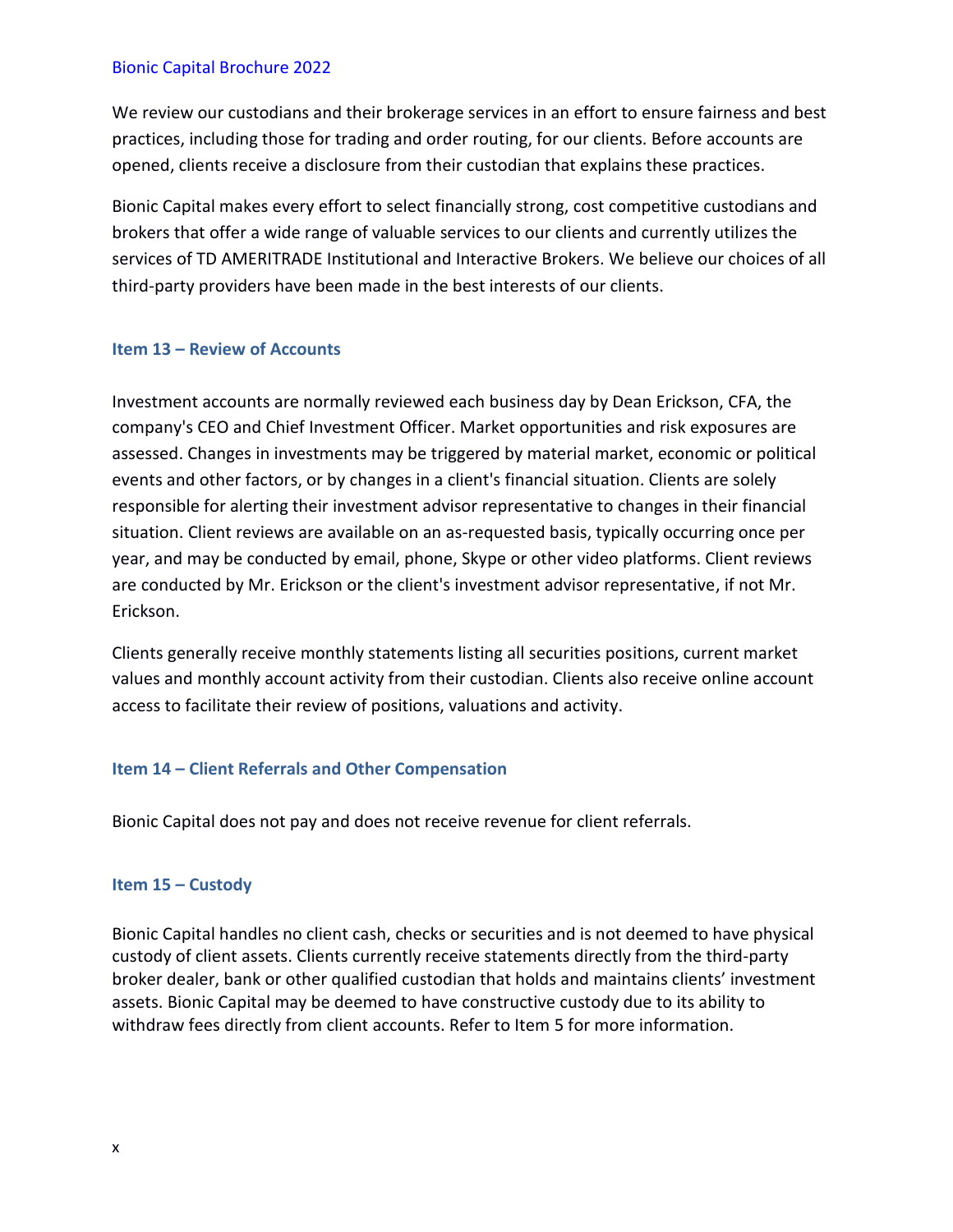We review our custodians and their brokerage services in an effort to ensure fairness and best practices, including those for trading and order routing, for our clients. Before accounts are opened, clients receive a disclosure from their custodian that explains these practices.

Bionic Capital makes every effort to select financially strong, cost competitive custodians and brokers that offer a wide range of valuable services to our clients and currently utilizes the services of TD AMERITRADE Institutional and Interactive Brokers. We believe our choices of all third-party providers have been made in the best interests of our clients.

## Item 13 – Review of Accounts

Investment accounts are normally reviewed each business day by Dean Erickson, CFA, the company's CEO and Chief Investment Officer. Market opportunities and risk exposures are assessed. Changes in investments may be triggered by material market, economic or political events and other factors, or by changes in a client's financial situation. Clients are solely responsible for alerting their investment advisor representative to changes in their financial situation. Client reviews are available on an as-requested basis, typically occurring once per year, and may be conducted by email, phone, Skype or other video platforms. Client reviews are conducted by Mr. Erickson or the client's investment advisor representative, if not Mr. Erickson.

Clients generally receive monthly statements listing all securities positions, current market values and monthly account activity from their custodian. Clients also receive online account access to facilitate their review of positions, valuations and activity.

## Item 14 – Client Referrals and Other Compensation

Bionic Capital does not pay and does not receive revenue for client referrals.

## Item 15 – Custody

Bionic Capital handles no client cash, checks or securities and is not deemed to have physical custody of client assets. Clients currently receive statements directly from the third-party broker dealer, bank or other qualified custodian that holds and maintains clients' investment assets. Bionic Capital may be deemed to have constructive custody due to its ability to withdraw fees directly from client accounts. Refer to Item 5 for more information.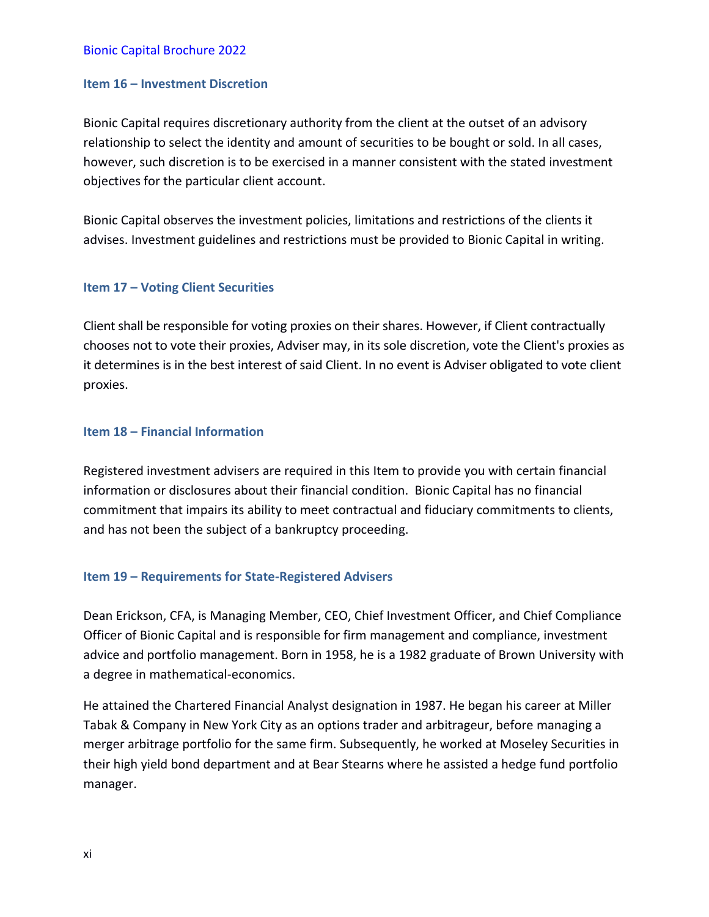### Item 16 – Investment Discretion

Bionic Capital requires discretionary authority from the client at the outset of an advisory relationship to select the identity and amount of securities to be bought or sold. In all cases, however, such discretion is to be exercised in a manner consistent with the stated investment objectives for the particular client account.

Bionic Capital observes the investment policies, limitations and restrictions of the clients it advises. Investment guidelines and restrictions must be provided to Bionic Capital in writing.

### Item 17 – Voting Client Securities

Client shall be responsible for voting proxies on their shares. However, if Client contractually chooses not to vote their proxies, Adviser may, in its sole discretion, vote the Client's proxies as it determines is in the best interest of said Client. In no event is Adviser obligated to vote client proxies.

### Item 18 – Financial Information

Registered investment advisers are required in this Item to provide you with certain financial information or disclosures about their financial condition. Bionic Capital has no financial commitment that impairs its ability to meet contractual and fiduciary commitments to clients, and has not been the subject of a bankruptcy proceeding.

### Item 19 – Requirements for State-Registered Advisers

Dean Erickson, CFA, is Managing Member, CEO, Chief Investment Officer, and Chief Compliance Officer of Bionic Capital and is responsible for firm management and compliance, investment advice and portfolio management. Born in 1958, he is a 1982 graduate of Brown University with a degree in mathematical-economics.

He attained the Chartered Financial Analyst designation in 1987. He began his career at Miller Tabak & Company in New York City as an options trader and arbitrageur, before managing a merger arbitrage portfolio for the same firm. Subsequently, he worked at Moseley Securities in their high yield bond department and at Bear Stearns where he assisted a hedge fund portfolio manager.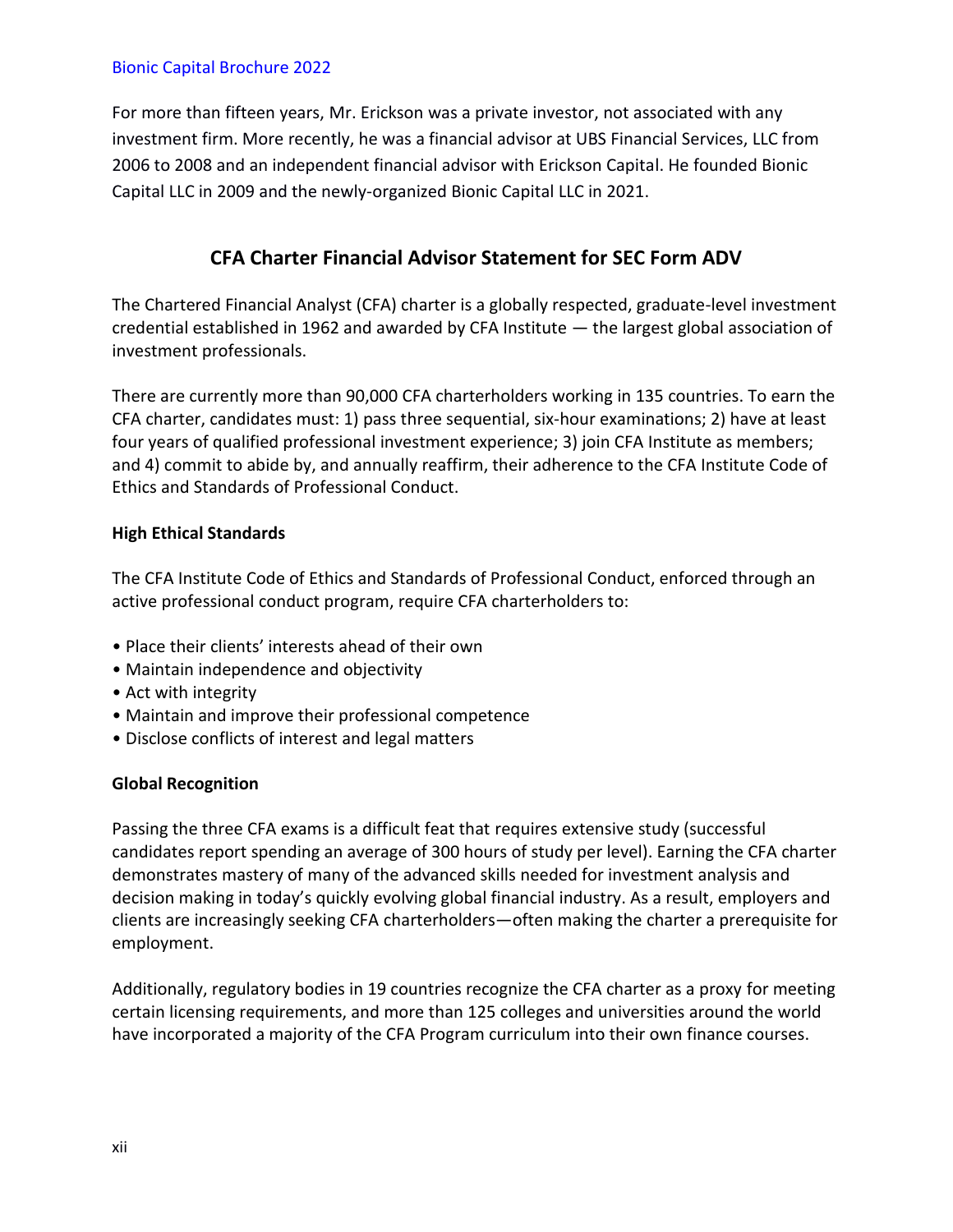For more than fifteen years, Mr. Erickson was a private investor, not associated with any investment firm. More recently, he was a financial advisor at UBS Financial Services, LLC from 2006 to 2008 and an independent financial advisor with Erickson Capital. He founded Bionic Capital LLC in 2009 and the newly-organized Bionic Capital LLC in 2021.

## CFA Charter Financial Advisor Statement for SEC Form ADV

The Chartered Financial Analyst (CFA) charter is a globally respected, graduate-level investment credential established in 1962 and awarded by CFA Institute — the largest global association of investment professionals.

There are currently more than 90,000 CFA charterholders working in 135 countries. To earn the CFA charter, candidates must: 1) pass three sequential, six-hour examinations; 2) have at least four years of qualified professional investment experience; 3) join CFA Institute as members; and 4) commit to abide by, and annually reaffirm, their adherence to the CFA Institute Code of Ethics and Standards of Professional Conduct.

### High Ethical Standards

The CFA Institute Code of Ethics and Standards of Professional Conduct, enforced through an active professional conduct program, require CFA charterholders to:

- Place their clients' interests ahead of their own
- Maintain independence and objectivity
- Act with integrity
- Maintain and improve their professional competence
- Disclose conflicts of interest and legal matters

### Global Recognition

Passing the three CFA exams is a difficult feat that requires extensive study (successful candidates report spending an average of 300 hours of study per level). Earning the CFA charter demonstrates mastery of many of the advanced skills needed for investment analysis and decision making in today's quickly evolving global financial industry. As a result, employers and clients are increasingly seeking CFA charterholders—often making the charter a prerequisite for employment.

Additionally, regulatory bodies in 19 countries recognize the CFA charter as a proxy for meeting certain licensing requirements, and more than 125 colleges and universities around the world have incorporated a majority of the CFA Program curriculum into their own finance courses.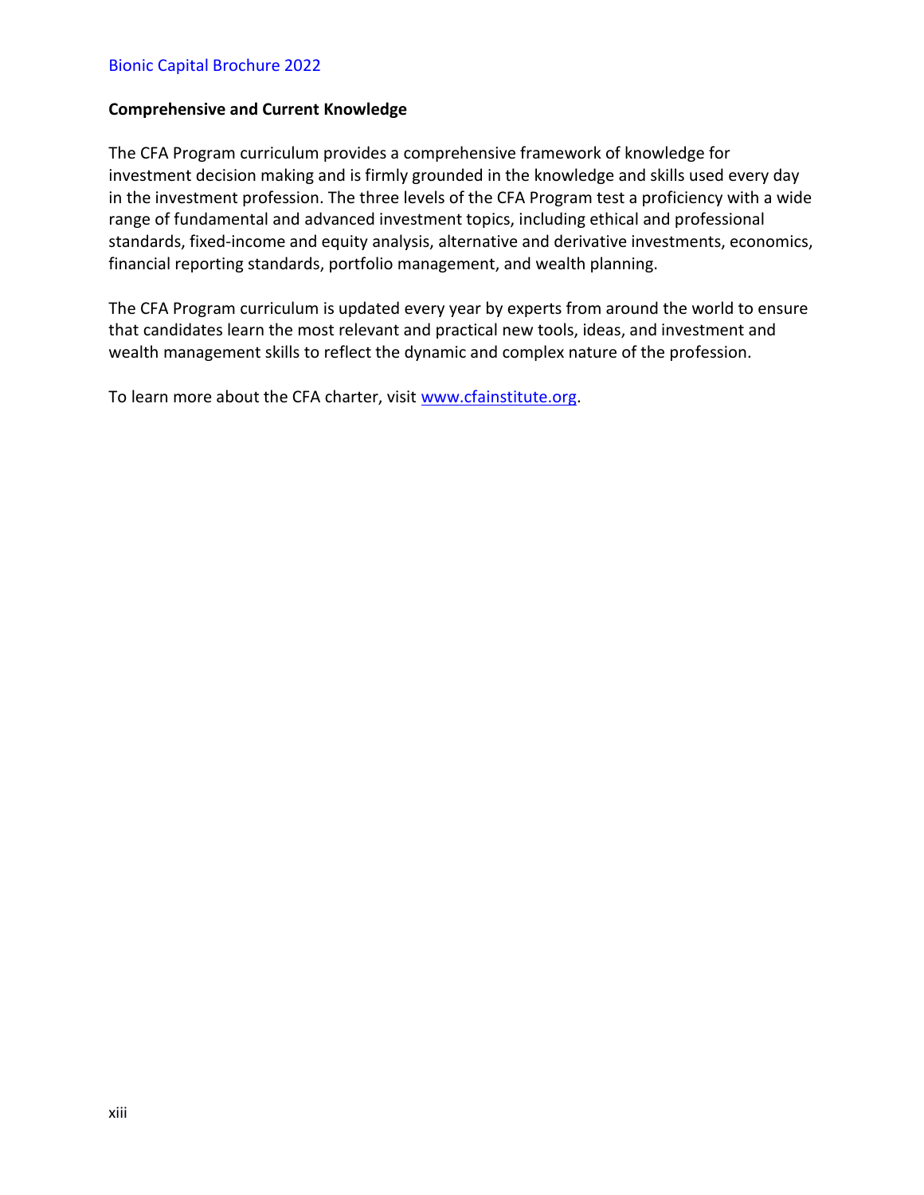**Comprehensive and Current Knowledge**

The CFA Program curriculum provides a comprehensive framework of knowledge for investment decision making and is firmly grounded in the knowledge and skills used every day in the investment profession. The three levels of the CFA Program test a proficiency with a wide range of fundamental and advanced investment topics, including ethical and professional standards, fixed-income and equity analysis, alternative and derivative investments, economics, financial reporting standards, portfolio management, and wealth planning.

The CFA Program curriculum is updated every year by experts from around the world to ensure that candidates learn the most relevant and practical new tools, ideas, and investment and wealth management skills to reflect the dynamic and complex nature of the profession.

To learn more about the CFA charter, visit [www.cfainstitute.org](www.cfainstitute.org).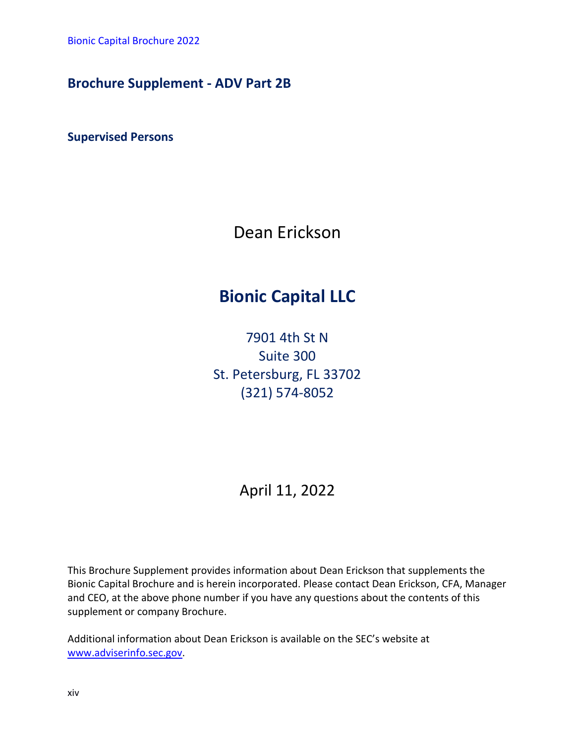## Brochure Supplement - ADV Part 2B

### Supervised Persons

Dean Erickson

# Bionic Capital LLC

7901 4th St N
Suite 300
St. Petersburg, FL 33702
(321) 574-8052

April 11, 2022

This Brochure Supplement provides information about Dean Erickson that supplements the Bionic Capital Brochure and is herein incorporated. Please contact Dean Erickson, CFA, Manager and CEO, at the above phone number if you have any questions about the contents of this supplement or company Brochure.

Additional information about Dean Erickson is available on the SEC's website at [www.adviserinfo.sec.gov](http://www.adviserinfo.sec.gov).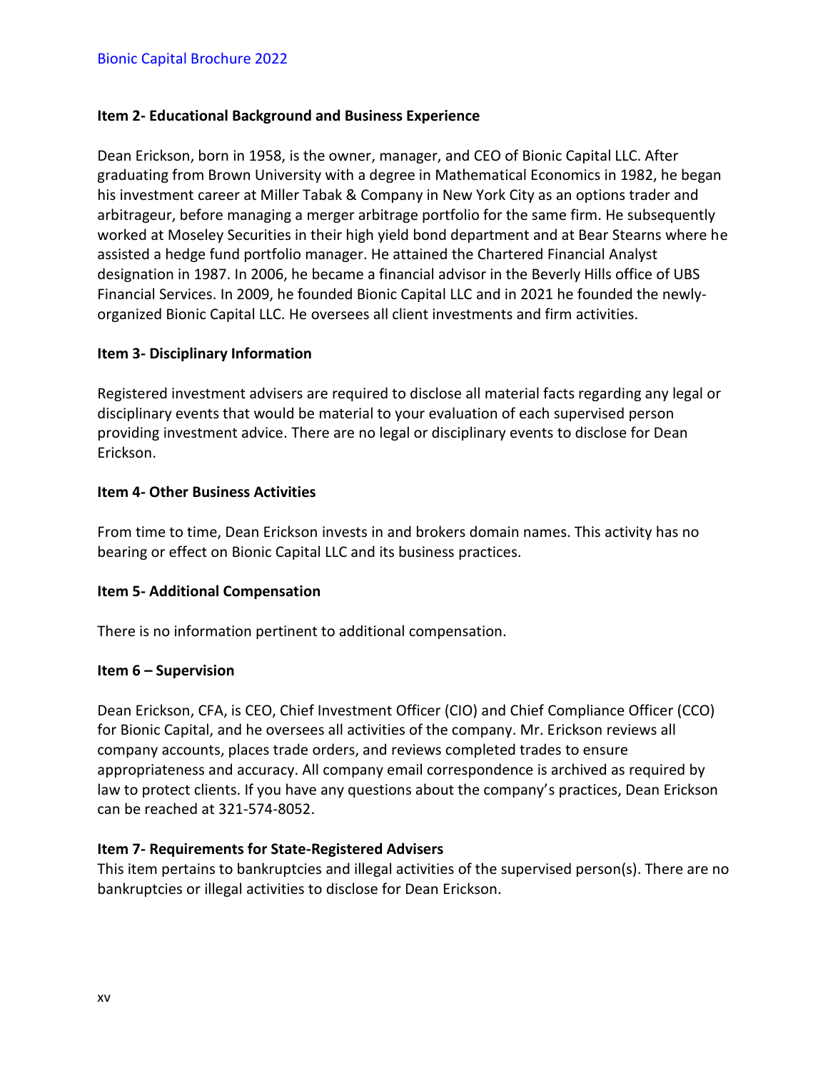**Item 2- Educational Background and Business Experience**

Dean Erickson, born in 1958, is the owner, manager, and CEO of Bionic Capital LLC. After graduating from Brown University with a degree in Mathematical Economics in 1982, he began his investment career at Miller Tabak & Company in New York City as an options trader and arbitrageur, before managing a merger arbitrage portfolio for the same firm. He subsequently worked at Moseley Securities in their high yield bond department and at Bear Stearns where he assisted a hedge fund portfolio manager. He attained the Chartered Financial Analyst designation in 1987. In 2006, he became a financial advisor in the Beverly Hills office of UBS Financial Services. In 2009, he founded Bionic Capital LLC and in 2021 he founded the newly-organized Bionic Capital LLC. He oversees all client investments and firm activities.

**Item 3- Disciplinary Information**

Registered investment advisers are required to disclose all material facts regarding any legal or disciplinary events that would be material to your evaluation of each supervised person providing investment advice. There are no legal or disciplinary events to disclose for Dean Erickson.

**Item 4- Other Business Activities**

From time to time, Dean Erickson invests in and brokers domain names. This activity has no bearing or effect on Bionic Capital LLC and its business practices.

**Item 5- Additional Compensation**

There is no information pertinent to additional compensation.

**Item 6 – Supervision**

Dean Erickson, CFA, is CEO, Chief Investment Officer (CIO) and Chief Compliance Officer (CCO) for Bionic Capital, and he oversees all activities of the company. Mr. Erickson reviews all company accounts, places trade orders, and reviews completed trades to ensure appropriateness and accuracy. All company email correspondence is archived as required by law to protect clients. If you have any questions about the company's practices, Dean Erickson can be reached at 321-574-8052.

**Item 7- Requirements for State-Registered Advisers**

This item pertains to bankruptcies and illegal activities of the supervised person(s). There are no bankruptcies or illegal activities to disclose for Dean Erickson.